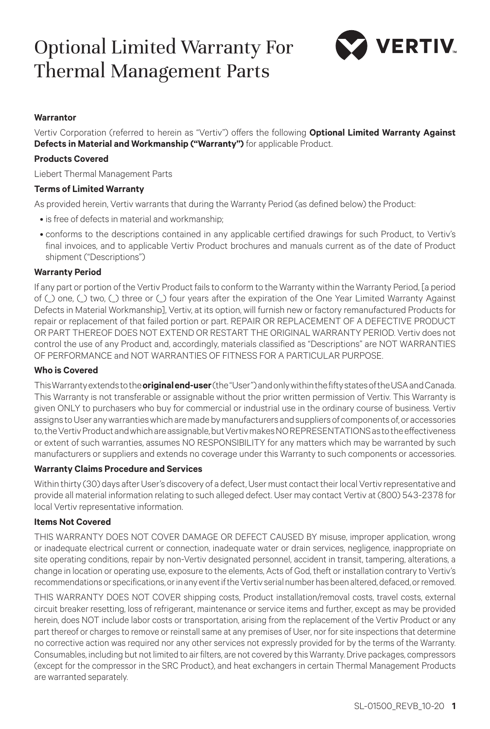# Optional Limited Warranty For Thermal Management Parts

**Warrantor**

Vertiv Corporation (referred to herein as "Vertiv") offers the following **Optional Limited Warranty Against Defects in Material and Workmanship ("Warranty")** for applicable Product.

**Products Covered**

Liebert Thermal Management Parts

**Terms of Limited Warranty**

As provided herein, Vertiv warrants that during the Warranty Period (as defined below) the Product:

- is free of defects in material and workmanship;
- conforms to the descriptions contained in any applicable certified drawings for such Product, to Vertiv's final invoices, and to applicable Vertiv Product brochures and manuals current as of the date of Product shipment ("Descriptions")

**Warranty Period**

If any part or portion of the Vertiv Product fails to conform to the Warranty within the Warranty Period, [a period of (_) one, (_) two, (_) three or (_) four years after the expiration of the One Year Limited Warranty Against Defects in Material Workmanship], Vertiv, at its option, will furnish new or factory remanufactured Products for repair or replacement of that failed portion or part. REPAIR OR REPLACEMENT OF A DEFECTIVE PRODUCT OR PART THEREOF DOES NOT EXTEND OR RESTART THE ORIGINAL WARRANTY PERIOD. Vertiv does not control the use of any Product and, accordingly, materials classified as "Descriptions" are NOT WARRANTIES OF PERFORMANCE and NOT WARRANTIES OF FITNESS FOR A PARTICULAR PURPOSE.

**Who is Covered**

This Warranty extends to the **original end-user** (the "User") and only within the fifty states of the USA and Canada. This Warranty is not transferable or assignable without the prior written permission of Vertiv. This Warranty is given ONLY to purchasers who buy for commercial or industrial use in the ordinary course of business. Vertiv assigns to User any warranties which are made by manufacturers and suppliers of components of, or accessories to, the Vertiv Product and which are assignable, but Vertiv makes NO REPRESENTATIONS as to the effectiveness or extent of such warranties, assumes NO RESPONSIBILITY for any matters which may be warranted by such manufacturers or suppliers and extends no coverage under this Warranty to such components or accessories.

**Warranty Claims Procedure and Services**

Within thirty (30) days after User's discovery of a defect, User must contact their local Vertiv representative and provide all material information relating to such alleged defect. User may contact Vertiv at (800) 543-2378 for local Vertiv representative information.

**Items Not Covered**

THIS WARRANTY DOES NOT COVER DAMAGE OR DEFECT CAUSED BY misuse, improper application, wrong or inadequate electrical current or connection, inadequate water or drain services, negligence, inappropriate on site operating conditions, repair by non-Vertiv designated personnel, accident in transit, tampering, alterations, a change in location or operating use, exposure to the elements, Acts of God, theft or installation contrary to Vertiv's recommendations or specifications, or in any event if the Vertiv serial number has been altered, defaced, or removed.

THIS WARRANTY DOES NOT COVER shipping costs, Product installation/removal costs, travel costs, external circuit breaker resetting, loss of refrigerant, maintenance or service items and further, except as may be provided herein, does NOT include labor costs or transportation, arising from the replacement of the Vertiv Product or any part thereof or charges to remove or reinstall same at any premises of User, nor for site inspections that determine no corrective action was required nor any other services not expressly provided for by the terms of the Warranty. Consumables, including but not limited to air filters, are not covered by this Warranty. Drive packages, compressors (except for the compressor in the SRC Product), and heat exchangers in certain Thermal Management Products are warranted separately.

SL-01500_REVB_10-20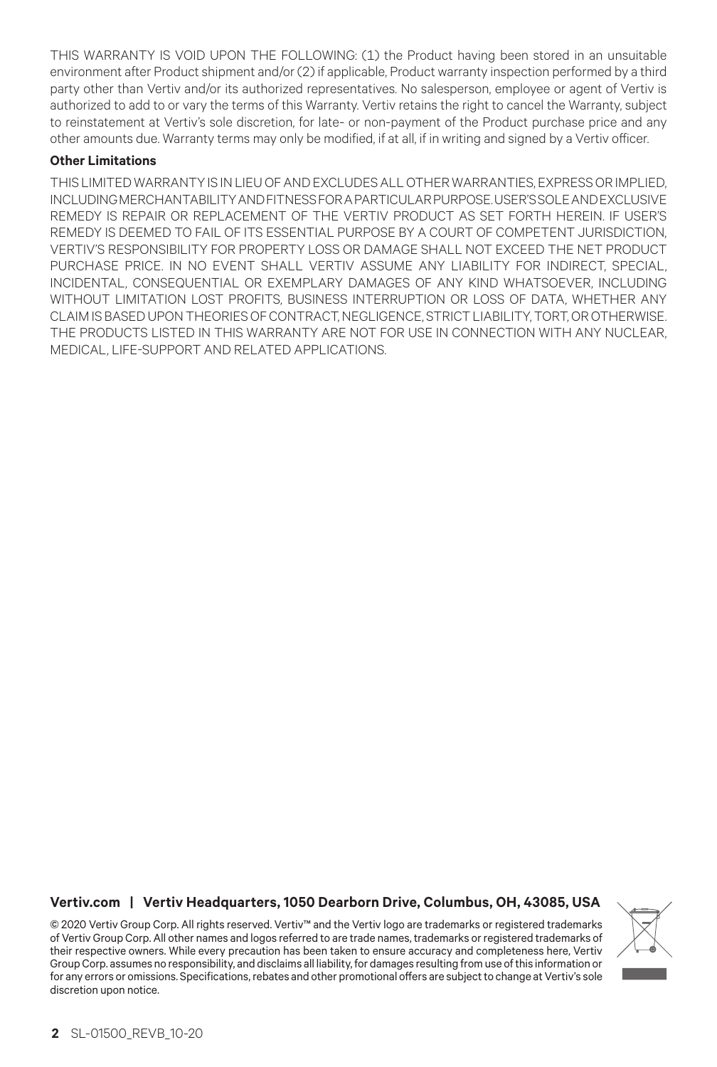THIS WARRANTY IS VOID UPON THE FOLLOWING: (1) the Product having been stored in an unsuitable environment after Product shipment and/or (2) if applicable, Product warranty inspection performed by a third party other than Vertiv and/or its authorized representatives. No salesperson, employee or agent of Vertiv is authorized to add to or vary the terms of this Warranty. Vertiv retains the right to cancel the Warranty, subject to reinstatement at Vertiv's sole discretion, for late- or non-payment of the Product purchase price and any other amounts due. Warranty terms may only be modified, if at all, if in writing and signed by a Vertiv officer.

**Other Limitations**

THIS LIMITED WARRANTY IS IN LIEU OF AND EXCLUDES ALL OTHER WARRANTIES, EXPRESS OR IMPLIED, INCLUDING MERCHANTABILITY AND FITNESS FOR A PARTICULAR PURPOSE. USER'S SOLE AND EXCLUSIVE REMEDY IS REPAIR OR REPLACEMENT OF THE VERTIV PRODUCT AS SET FORTH HEREIN. IF USER'S REMEDY IS DEEMED TO FAIL OF ITS ESSENTIAL PURPOSE BY A COURT OF COMPETENT JURISDICTION, VERTIV'S RESPONSIBILITY FOR PROPERTY LOSS OR DAMAGE SHALL NOT EXCEED THE NET PRODUCT PURCHASE PRICE. IN NO EVENT SHALL VERTIV ASSUME ANY LIABILITY FOR INDIRECT, SPECIAL, INCIDENTAL, CONSEQUENTIAL OR EXEMPLARY DAMAGES OF ANY KIND WHATSOEVER, INCLUDING WITHOUT LIMITATION LOST PROFITS, BUSINESS INTERRUPTION OR LOSS OF DATA, WHETHER ANY CLAIM IS BASED UPON THEORIES OF CONTRACT, NEGLIGENCE, STRICT LIABILITY, TORT, OR OTHERWISE. THE PRODUCTS LISTED IN THIS WARRANTY ARE NOT FOR USE IN CONNECTION WITH ANY NUCLEAR, MEDICAL, LIFE-SUPPORT AND RELATED APPLICATIONS.

**Vertiv.com | Vertiv Headquarters, 1050 Dearborn Drive, Columbus, OH, 43085, USA**

© 2020 Vertiv Group Corp. All rights reserved. Vertiv™ and the Vertiv logo are trademarks or registered trademarks of Vertiv Group Corp. All other names and logos referred to are trade names, trademarks or registered trademarks of their respective owners. While every precaution has been taken to ensure accuracy and completeness here, Vertiv Group Corp. assumes no responsibility, and disclaims all liability, for damages resulting from use of this information or for any errors or omissions. Specifications, rebates and other promotional offers are subject to change at Vertiv's sole discretion upon notice.

SL-01500_REVB_10-20